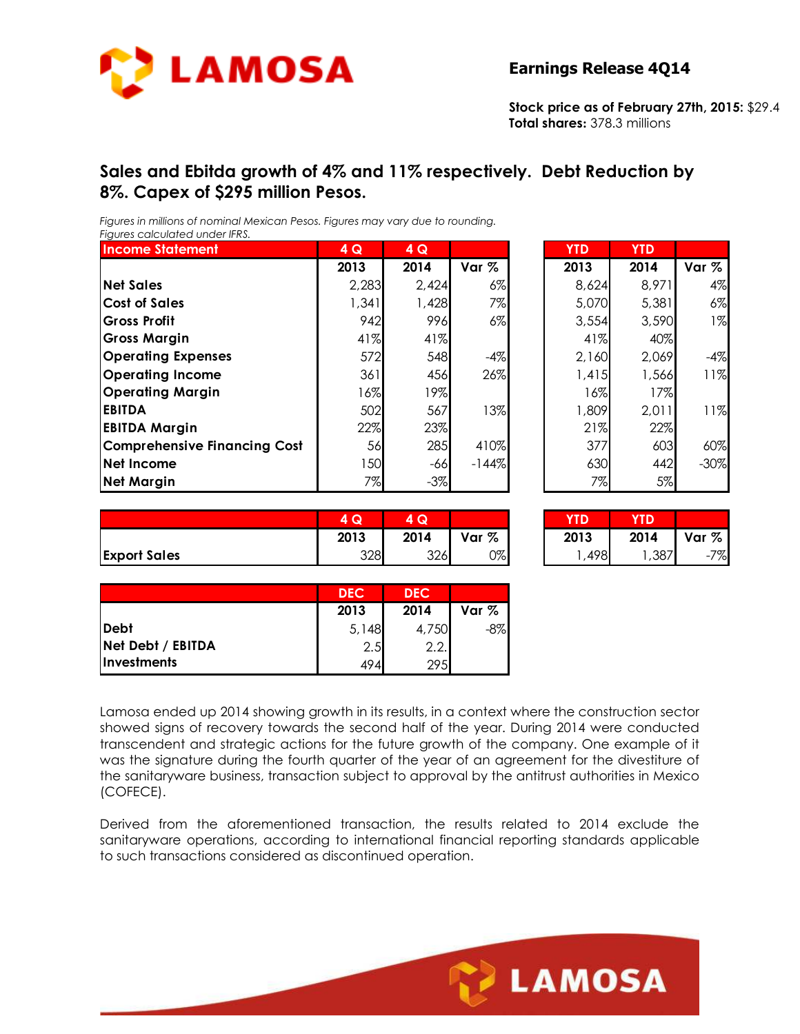**Earnings Release 4Q14**

**Stock price as of February 27th, 2015:** $29.4
**Total shares:** 378.3 millions

## Sales and Ebitda growth of 4% and 11% respectively. Debt Reduction by 8%. Capex of $295 million Pesos.

*Figures in millions of nominal Mexican Pesos. Figures may vary due to rounding.*
*Figures calculated under IFRS.*

| Income Statement | 4 Q 2013 | 4 Q 2014 | Var % | YTD 2013 | YTD 2014 | Var % |
|---|---|---|---|---|---|---|
| Net Sales | 2,283 | 2,424 | 6% | 8,624 | 8,971 | 4% |
| Cost of Sales | 1,341 | 1,428 | 7% | 5,070 | 5,381 | 6% |
| Gross Profit | 942 | 996 | 6% | 3,554 | 3,590 | 1% |
| Gross Margin | 41% | 41% | | 41% | 40% | |
| Operating Expenses | 572 | 548 | -4% | 2,160 | 2,069 | -4% |
| Operating Income | 361 | 456 | 26% | 1,415 | 1,566 | 11% |
| Operating Margin | 16% | 19% | | 16% | 17% | |
| EBITDA | 502 | 567 | 13% | 1,809 | 2,011 | 11% |
| EBITDA Margin | 22% | 23% | | 21% | 22% | |
| Comprehensive Financing Cost | 56 | 285 | 410% | 377 | 603 | 60% |
| Net Income | 150 | -66 | -144% | 630 | 442 | -30% |
| Net Margin | 7% | -3% | | 7% | 5% | |

| | 4 Q 2013 | 4 Q 2014 | Var % | YTD 2013 | YTD 2014 | Var % |
|---|---|---|---|---|---|---|
| Export Sales | 328 | 326 | 0% | 1,498 | 1,387 | -7% |

| | DEC 2013 | DEC 2014 | Var % |
|---|---|---|---|
| Debt | 5,148 | 4,750 | -8% |
| Net Debt / EBITDA | 2.5 | 2.2. | |
| Investments | 494 | 295 | |

Lamosa ended up 2014 showing growth in its results, in a context where the construction sector showed signs of recovery towards the second half of the year. During 2014 were conducted transcendent and strategic actions for the future growth of the company. One example of it was the signature during the fourth quarter of the year of an agreement for the divestiture of the sanitaryware business, transaction subject to approval by the antitrust authorities in Mexico (COFECE).

Derived from the aforementioned transaction, the results related to 2014 exclude the sanitaryware operations, according to international financial reporting standards applicable to such transactions considered as discontinued operation.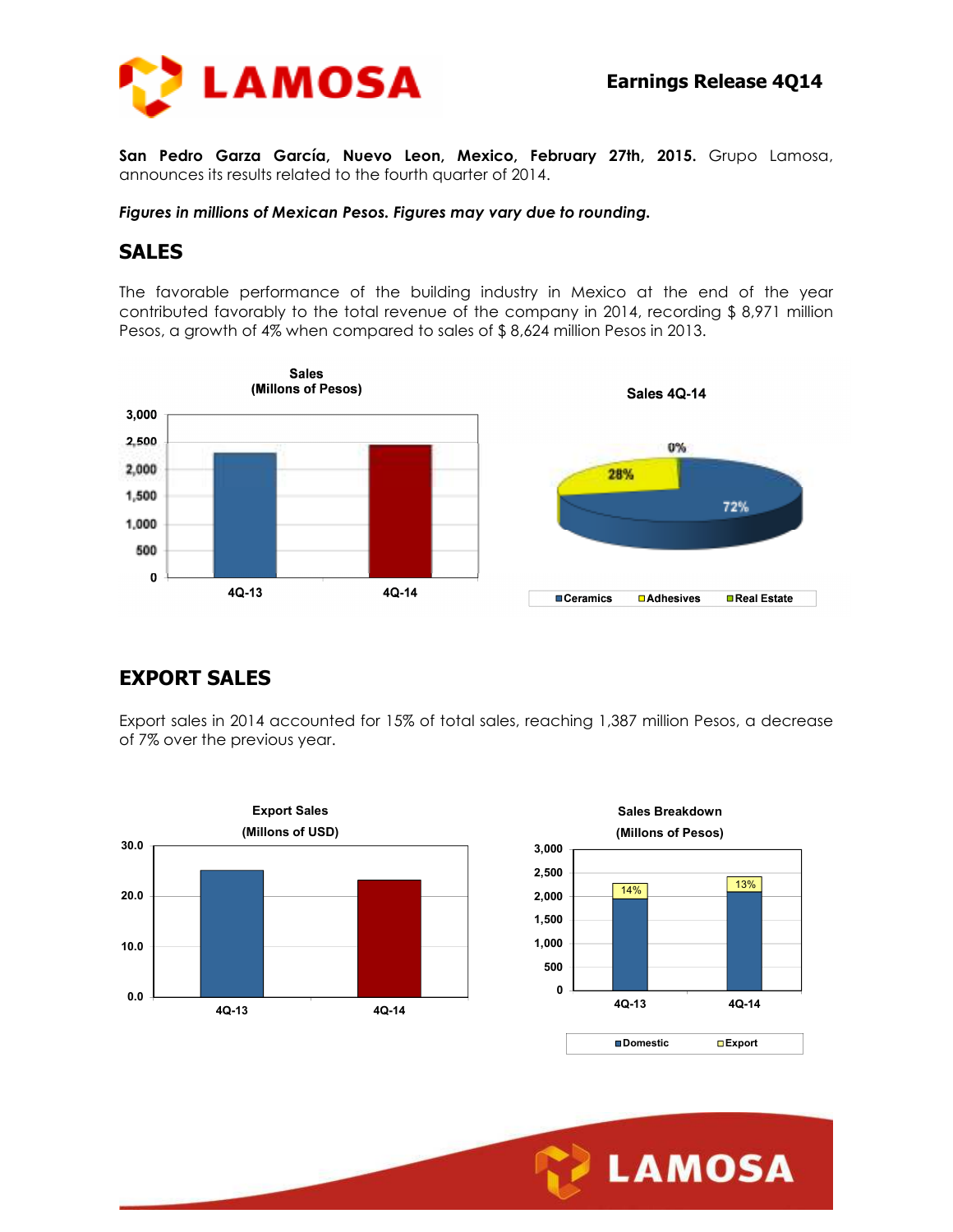**San Pedro Garza García, Nuevo Leon, Mexico, February 27th, 2015.** Grupo Lamosa, announces its results related to the fourth quarter of 2014.

***Figures in millions of Mexican Pesos. Figures may vary due to rounding.***

## SALES

The favorable performance of the building industry in Mexico at the end of the year contributed favorably to the total revenue of the company in 2014, recording $ 8,971 million Pesos, a growth of 4% when compared to sales of $ 8,624 million Pesos in 2013.

## EXPORT SALES

Export sales in 2014 accounted for 15% of total sales, reaching 1,387 million Pesos, a decrease of 7% over the previous year.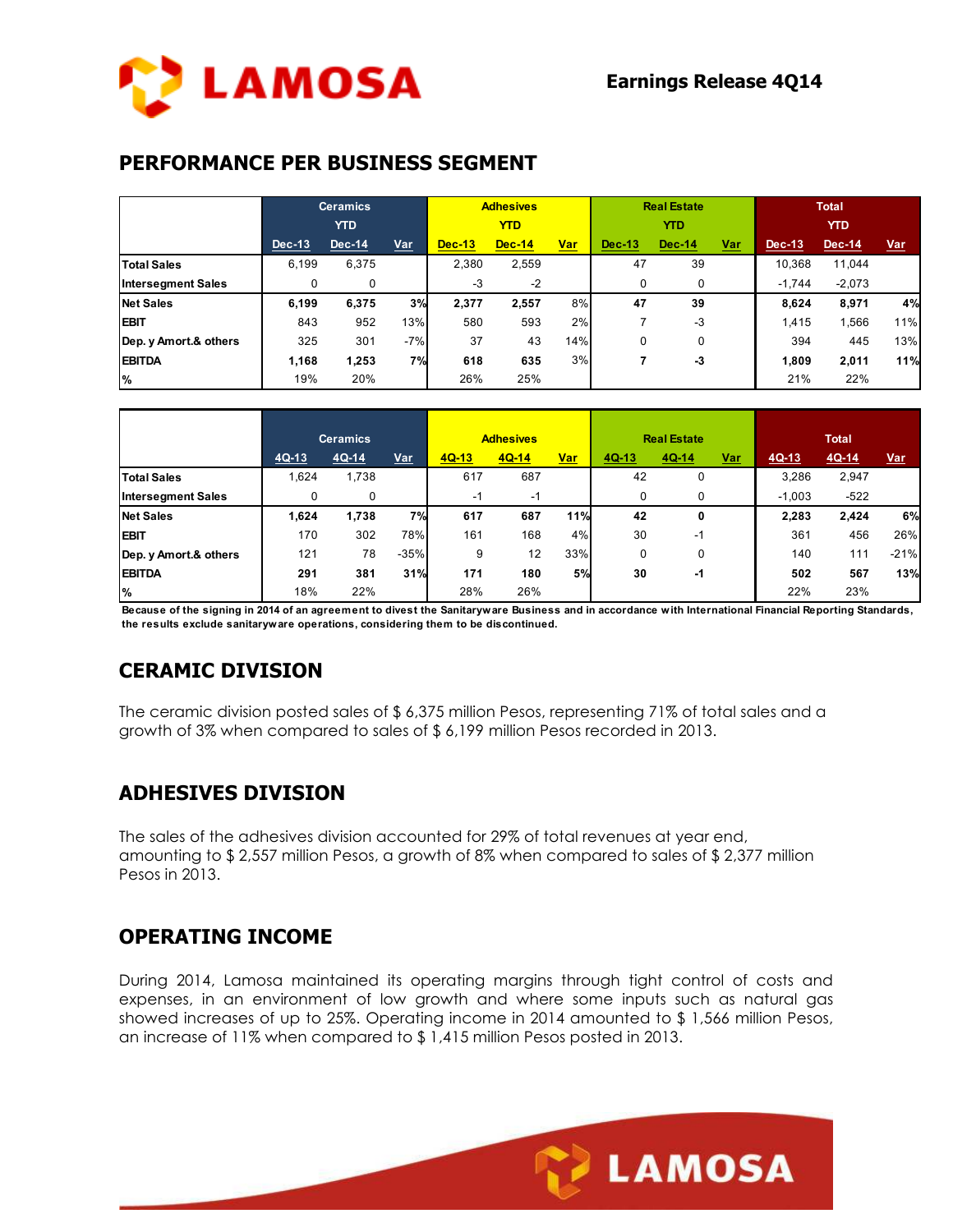## PERFORMANCE PER BUSINESS SEGMENT

| | Ceramics YTD | | | Adhesives YTD | | | Real Estate YTD | | | Total YTD | | |
|---|---|---|---|---|---|---|---|---|---|---|---|---|
| | Dec-13 | Dec-14 | Var | Dec-13 | Dec-14 | Var | Dec-13 | Dec-14 | Var | Dec-13 | Dec-14 | Var |
| Total Sales | 6,199 | 6,375 | | 2,380 | 2,559 | | 47 | 39 | | 10,368 | 11,044 | |
| Intersegment Sales | 0 | 0 | | -3 | -2 | | 0 | 0 | | -1,744 | -2,073 | |
| **Net Sales** | **6,199** | **6,375** | **3%** | **2,377** | **2,557** | 8% | **47** | **39** | | **8,624** | **8,971** | **4%** |
| EBIT | 843 | 952 | 13% | 580 | 593 | 2% | 7 | -3 | | 1,415 | 1,566 | 11% |
| Dep. y Amort.& others | 325 | 301 | -7% | 37 | 43 | 14% | 0 | 0 | | 394 | 445 | 13% |
| **EBITDA** | **1,168** | **1,253** | **7%** | **618** | **635** | 3% | **7** | **-3** | | **1,809** | **2,011** | **11%** |
| % | 19% | 20% | | 26% | 25% | | | | | 21% | 22% | |

| | Ceramics | | | Adhesives | | | Real Estate | | | Total | | |
|---|---|---|---|---|---|---|---|---|---|---|---|---|
| | 4Q-13 | 4Q-14 | Var | 4Q-13 | 4Q-14 | Var | 4Q-13 | 4Q-14 | Var | 4Q-13 | 4Q-14 | Var |
| Total Sales | 1,624 | 1,738 | | 617 | 687 | | 42 | 0 | | 3,286 | 2,947 | |
| Intersegment Sales | 0 | 0 | | -1 | -1 | | 0 | 0 | | -1,003 | -522 | |
| **Net Sales** | **1,624** | **1,738** | **7%** | **617** | **687** | **11%** | **42** | **0** | | **2,283** | **2,424** | **6%** |
| EBIT | 170 | 302 | 78% | 161 | 168 | 4% | 30 | -1 | | 361 | 456 | 26% |
| Dep. y Amort.& others | 121 | 78 | -35% | 9 | 12 | 33% | 0 | 0 | | 140 | 111 | -21% |
| **EBITDA** | **291** | **381** | **31%** | **171** | **180** | **5%** | **30** | **-1** | | **502** | **567** | **13%** |
| % | 18% | 22% | | 28% | 26% | | | | | 22% | 23% | |

**Because of the signing in 2014 of an agreement to divest the Sanitaryware Business and in accordance with International Financial Reporting Standards, the results exclude sanitaryware operations, considering them to be discontinued.**

## CERAMIC DIVISION

The ceramic division posted sales of $ 6,375 million Pesos, representing 71% of total sales and a growth of 3% when compared to sales of $ 6,199 million Pesos recorded in 2013.

## ADHESIVES DIVISION

The sales of the adhesives division accounted for 29% of total revenues at year end, amounting to $ 2,557 million Pesos, a growth of 8% when compared to sales of $ 2,377 million Pesos in 2013.

## OPERATING INCOME

During 2014, Lamosa maintained its operating margins through tight control of costs and expenses, in an environment of low growth and where some inputs such as natural gas showed increases of up to 25%. Operating income in 2014 amounted to $ 1,566 million Pesos, an increase of 11% when compared to $ 1,415 million Pesos posted in 2013.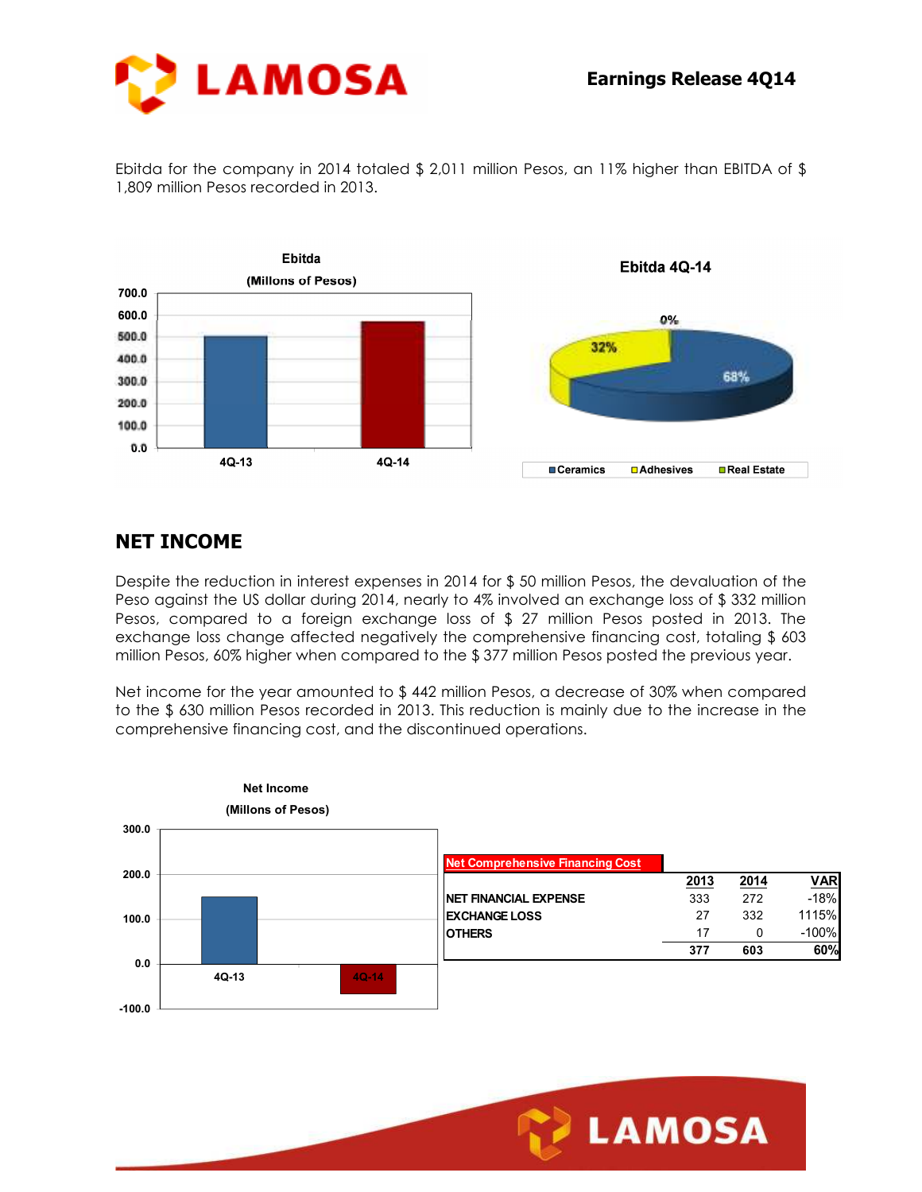Ebitda for the company in 2014 totaled $ 2,011 million Pesos, an 11% higher than EBITDA of $ 1,809 million Pesos recorded in 2013.

## NET INCOME

Despite the reduction in interest expenses in 2014 for $ 50 million Pesos, the devaluation of the Peso against the US dollar during 2014, nearly to 4% involved an exchange loss of $ 332 million Pesos, compared to a foreign exchange loss of $ 27 million Pesos posted in 2013. The exchange loss change affected negatively the comprehensive financing cost, totaling $ 603 million Pesos, 60% higher when compared to the $ 377 million Pesos posted the previous year.

Net income for the year amounted to $ 442 million Pesos, a decrease of 30% when compared to the $ 630 million Pesos recorded in 2013. This reduction is mainly due to the increase in the comprehensive financing cost, and the discontinued operations.

**Net Comprehensive Financing Cost**

| | 2013 | 2014 | VAR |
|---|---|---|---|
| NET FINANCIAL EXPENSE | 333 | 272 | -18% |
| EXCHANGE LOSS | 27 | 332 | 1115% |
| OTHERS | 17 | 0 | -100% |
| | 377 | 603 | 60% |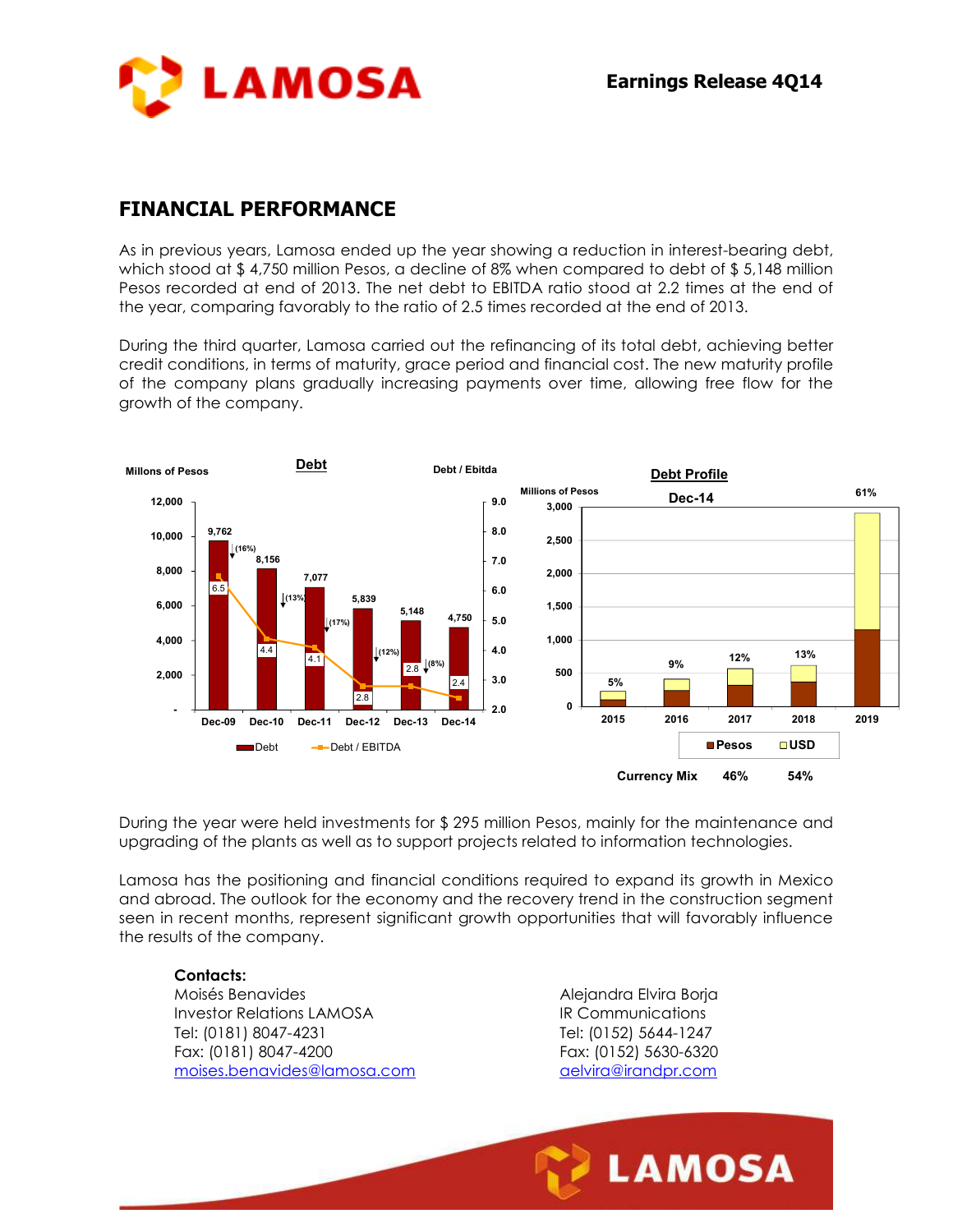## FINANCIAL PERFORMANCE

As in previous years, Lamosa ended up the year showing a reduction in interest-bearing debt, which stood at $ 4,750 million Pesos, a decline of 8% when compared to debt of $ 5,148 million Pesos recorded at end of 2013. The net debt to EBITDA ratio stood at 2.2 times at the end of the year, comparing favorably to the ratio of 2.5 times recorded at the end of 2013.

During the third quarter, Lamosa carried out the refinancing of its total debt, achieving better credit conditions, in terms of maturity, grace period and financial cost. The new maturity profile of the company plans gradually increasing payments over time, allowing free flow for the growth of the company.

Debt

Millons of Pesos

Debt / Ebitda

12,000
10,000
8,000
6,000
4,000
2,000
-

9.0
8.0
7.0
6.0
5.0
4.0
3.0
2.0

9,762
(16%)
8,156
(13%)
7,077
(17%)
5,839
(12%)
5,148
(8%)
4,750

6.5
4.4
4.1
2.8
2.8
2.4

Dec-09
Dec-10
Dec-11
Dec-12
Dec-13
Dec-14

Debt
Debt / EBITDA

Debt Profile

Dec-14

Millions of Pesos

3,000
2,500
2,000
1,500
1,000
500
0

5%
9%
12%
13%
61%

2015
2016
2017
2018
2019

Pesos
USD

Currency Mix 46% 54%

During the year were held investments for $ 295 million Pesos, mainly for the maintenance and upgrading of the plants as well as to support projects related to information technologies.

Lamosa has the positioning and financial conditions required to expand its growth in Mexico and abroad. The outlook for the economy and the recovery trend in the construction segment seen in recent months, represent significant growth opportunities that will favorably influence the results of the company.

**Contacts:**

Moisés Benavides
Investor Relations LAMOSA
Tel: (0181) 8047-4231
Fax: (0181) 8047-4200
moises.benavides@lamosa.com

Alejandra Elvira Borja
IR Communications
Tel: (0152) 5644-1247
Fax: (0152) 5630-6320
aelvira@irandpr.com